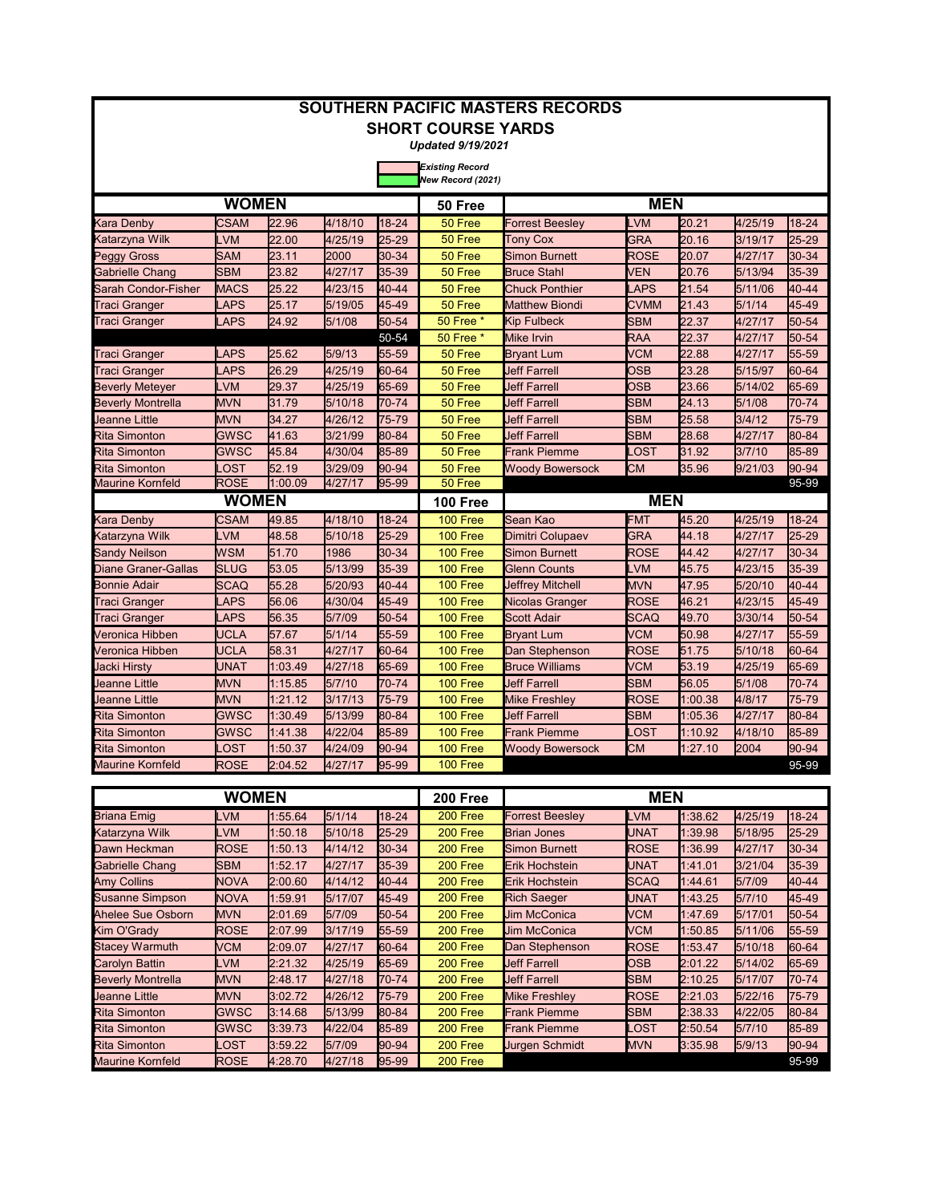# SOUTHERN PACIFIC MASTERS RECORDS

## SHORT COURSE YARDS

*Updated 9/19/2021*

*Existing Record*
*New Record (2021)*

| WOMEN | | | | | 50 Free | MEN | | | | |
|---|---|---|---|---|---|---|---|---|---|---|
| Kara Denby | CSAM | 22.96 | 4/18/10 | 18-24 | 50 Free | Forrest Beesley | LVM | 20.21 | 4/25/19 | 18-24 |
| Katarzyna Wilk | LVM | 22.00 | 4/25/19 | 25-29 | 50 Free | Tony Cox | GRA | 20.16 | 3/19/17 | 25-29 |
| Peggy Gross | SAM | 23.11 | 2000 | 30-34 | 50 Free | Simon Burnett | ROSE | 20.07 | 4/27/17 | 30-34 |
| Gabrielle Chang | SBM | 23.82 | 4/27/17 | 35-39 | 50 Free | Bruce Stahl | VEN | 20.76 | 5/13/94 | 35-39 |
| Sarah Condor-Fisher | MACS | 25.22 | 4/23/15 | 40-44 | 50 Free | Chuck Ponthier | LAPS | 21.54 | 5/11/06 | 40-44 |
| Traci Granger | LAPS | 25.17 | 5/19/05 | 45-49 | 50 Free | Matthew Biondi | CVMM | 21.43 | 5/1/14 | 45-49 |
| Traci Granger | LAPS | 24.92 | 5/1/08 | 50-54 | 50 Free * | Kip Fulbeck | SBM | 22.37 | 4/27/17 | 50-54 |
| | | | | 50-54 | 50 Free * | Mike Irvin | RAA | 22.37 | 4/27/17 | 50-54 |
| Traci Granger | LAPS | 25.62 | 5/9/13 | 55-59 | 50 Free | Bryant Lum | VCM | 22.88 | 4/27/17 | 55-59 |
| Traci Granger | LAPS | 26.29 | 4/25/19 | 60-64 | 50 Free | Jeff Farrell | OSB | 23.28 | 5/15/97 | 60-64 |
| Beverly Meteyer | LVM | 29.37 | 4/25/19 | 65-69 | 50 Free | Jeff Farrell | OSB | 23.66 | 5/14/02 | 65-69 |
| Beverly Montrella | MVN | 31.79 | 5/10/18 | 70-74 | 50 Free | Jeff Farrell | SBM | 24.13 | 5/1/08 | 70-74 |
| Jeanne Little | MVN | 34.27 | 4/26/12 | 75-79 | 50 Free | Jeff Farrell | SBM | 25.58 | 3/4/12 | 75-79 |
| Rita Simonton | GWSC | 41.63 | 3/21/99 | 80-84 | 50 Free | Jeff Farrell | SBM | 28.68 | 4/27/17 | 80-84 |
| Rita Simonton | GWSC | 45.84 | 4/30/04 | 85-89 | 50 Free | Frank Piemme | LOST | 31.92 | 3/7/10 | 85-89 |
| Rita Simonton | LOST | 52.19 | 3/29/09 | 90-94 | 50 Free | Woody Bowersock | CM | 35.96 | 9/21/03 | 90-94 |
| Maurine Kornfeld | ROSE | 1:00.09 | 4/27/17 | 95-99 | 50 Free | | | | | 95-99 |

| WOMEN | | | | | 100 Free | MEN | | | | |
|---|---|---|---|---|---|---|---|---|---|---|
| Kara Denby | CSAM | 49.85 | 4/18/10 | 18-24 | 100 Free | Sean Kao | FMT | 45.20 | 4/25/19 | 18-24 |
| Katarzyna Wilk | LVM | 48.58 | 5/10/18 | 25-29 | 100 Free | Dimitri Colupaev | GRA | 44.18 | 4/27/17 | 25-29 |
| Sandy Neilson | WSM | 51.70 | 1986 | 30-34 | 100 Free | Simon Burnett | ROSE | 44.42 | 4/27/17 | 30-34 |
| Diane Graner-Gallas | SLUG | 53.05 | 5/13/99 | 35-39 | 100 Free | Glenn Counts | LVM | 45.75 | 4/23/15 | 35-39 |
| Bonnie Adair | SCAQ | 55.28 | 5/20/93 | 40-44 | 100 Free | Jeffrey Mitchell | MVN | 47.95 | 5/20/10 | 40-44 |
| Traci Granger | LAPS | 56.06 | 4/30/04 | 45-49 | 100 Free | Nicolas Granger | ROSE | 46.21 | 4/23/15 | 45-49 |
| Traci Granger | LAPS | 56.35 | 5/7/09 | 50-54 | 100 Free | Scott Adair | SCAQ | 49.70 | 3/30/14 | 50-54 |
| Veronica Hibben | UCLA | 57.67 | 5/1/14 | 55-59 | 100 Free | Bryant Lum | VCM | 50.98 | 4/27/17 | 55-59 |
| Veronica Hibben | UCLA | 58.31 | 4/27/17 | 60-64 | 100 Free | Dan Stephenson | ROSE | 51.75 | 5/10/18 | 60-64 |
| Jacki Hirsty | UNAT | 1:03.49 | 4/27/18 | 65-69 | 100 Free | Bruce Williams | VCM | 53.19 | 4/25/19 | 65-69 |
| Jeanne Little | MVN | 1:15.85 | 5/7/10 | 70-74 | 100 Free | Jeff Farrell | SBM | 56.05 | 5/1/08 | 70-74 |
| Jeanne Little | MVN | 1:21.12 | 3/17/13 | 75-79 | 100 Free | Mike Freshley | ROSE | 1:00.38 | 4/8/17 | 75-79 |
| Rita Simonton | GWSC | 1:30.49 | 5/13/99 | 80-84 | 100 Free | Jeff Farrell | SBM | 1:05.36 | 4/27/17 | 80-84 |
| Rita Simonton | GWSC | 1:41.38 | 4/22/04 | 85-89 | 100 Free | Frank Piemme | LOST | 1:10.92 | 4/18/10 | 85-89 |
| Rita Simonton | LOST | 1:50.37 | 4/24/09 | 90-94 | 100 Free | Woody Bowersock | CM | 1:27.10 | 2004 | 90-94 |
| Maurine Kornfeld | ROSE | 2:04.52 | 4/27/17 | 95-99 | 100 Free | | | | | 95-99 |

| WOMEN | | | | | 200 Free | MEN | | | | |
|---|---|---|---|---|---|---|---|---|---|---|
| Briana Emig | LVM | 1:55.64 | 5/1/14 | 18-24 | 200 Free | Forrest Beesley | LVM | 1:38.62 | 4/25/19 | 18-24 |
| Katarzyna Wilk | LVM | 1:50.18 | 5/10/18 | 25-29 | 200 Free | Brian Jones | UNAT | 1:39.98 | 5/18/95 | 25-29 |
| Dawn Heckman | ROSE | 1:50.13 | 4/14/12 | 30-34 | 200 Free | Simon Burnett | ROSE | 1:36.99 | 4/27/17 | 30-34 |
| Gabrielle Chang | SBM | 1:52.17 | 4/27/17 | 35-39 | 200 Free | Erik Hochstein | UNAT | 1:41.01 | 3/21/04 | 35-39 |
| Amy Collins | NOVA | 2:00.60 | 4/14/12 | 40-44 | 200 Free | Erik Hochstein | SCAQ | 1:44.61 | 5/7/09 | 40-44 |
| Susanne Simpson | NOVA | 1:59.91 | 5/17/07 | 45-49 | 200 Free | Rich Saeger | UNAT | 1:43.25 | 5/7/10 | 45-49 |
| Ahelee Sue Osborn | MVN | 2:01.69 | 5/7/09 | 50-54 | 200 Free | Jim McConica | VCM | 1:47.69 | 5/17/01 | 50-54 |
| Kim O'Grady | ROSE | 2:07.99 | 3/17/19 | 55-59 | 200 Free | Jim McConica | VCM | 1:50.85 | 5/11/06 | 55-59 |
| Stacey Warmuth | VCM | 2:09.07 | 4/27/17 | 60-64 | 200 Free | Dan Stephenson | ROSE | 1:53.47 | 5/10/18 | 60-64 |
| Carolyn Battin | LVM | 2:21.32 | 4/25/19 | 65-69 | 200 Free | Jeff Farrell | OSB | 2:01.22 | 5/14/02 | 65-69 |
| Beverly Montrella | MVN | 2:48.17 | 4/27/18 | 70-74 | 200 Free | Jeff Farrell | SBM | 2:10.25 | 5/17/07 | 70-74 |
| Jeanne Little | MVN | 3:02.72 | 4/26/12 | 75-79 | 200 Free | Mike Freshley | ROSE | 2:21.03 | 5/22/16 | 75-79 |
| Rita Simonton | GWSC | 3:14.68 | 5/13/99 | 80-84 | 200 Free | Frank Piemme | SBM | 2:38.33 | 4/22/05 | 80-84 |
| Rita Simonton | GWSC | 3:39.73 | 4/22/04 | 85-89 | 200 Free | Frank Piemme | LOST | 2:50.54 | 5/7/10 | 85-89 |
| Rita Simonton | LOST | 3:59.22 | 5/7/09 | 90-94 | 200 Free | Jurgen Schmidt | MVN | 3:35.98 | 5/9/13 | 90-94 |
| Maurine Kornfeld | ROSE | 4:28.70 | 4/27/18 | 95-99 | 200 Free | | | | | 95-99 |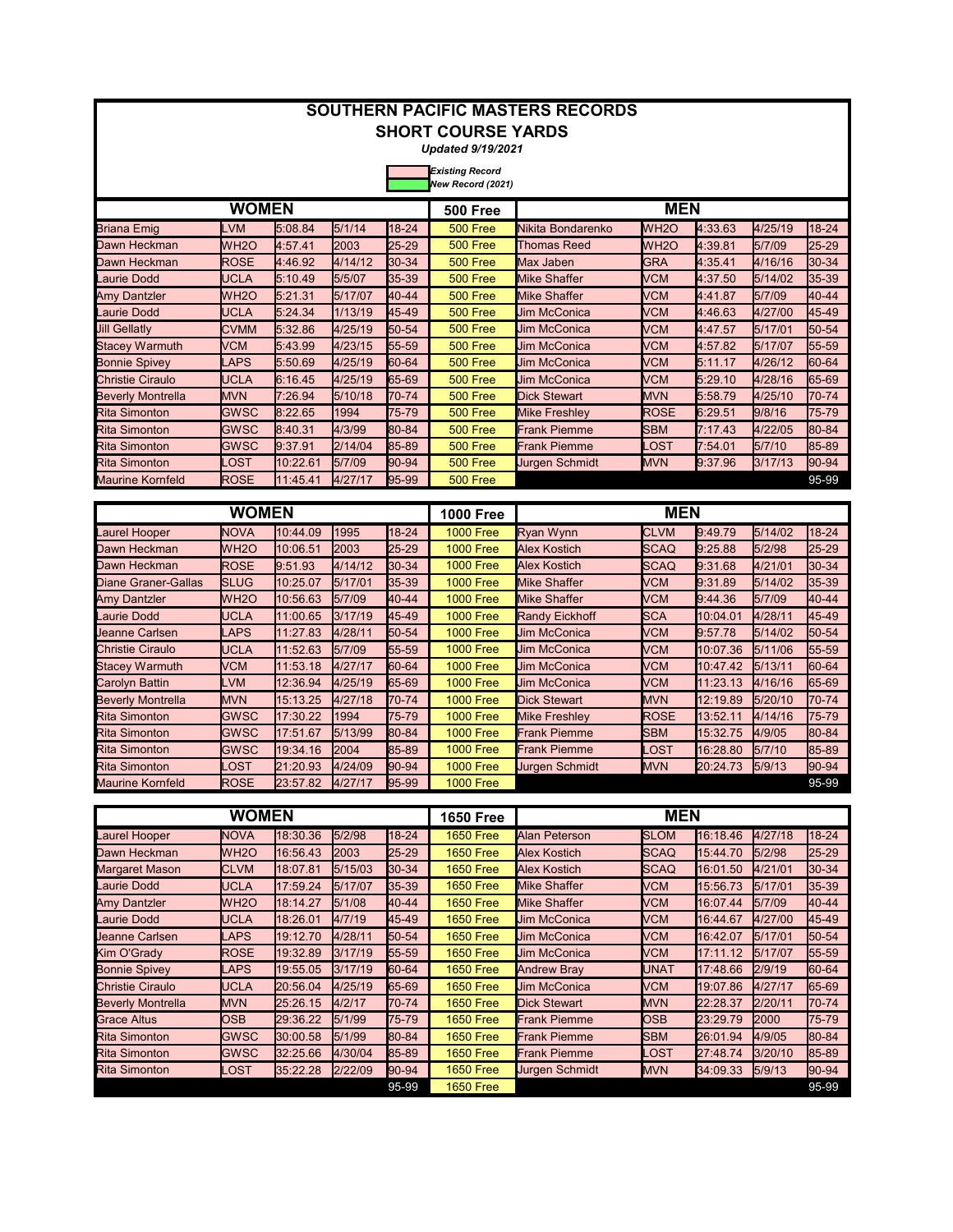# SOUTHERN PACIFIC MASTERS RECORDS

## SHORT COURSE YARDS

*Updated 9/19/2021*

*Existing Record*
*New Record (2021)*

| WOMEN | | | | | 500 Free | MEN | | | | |
|---|---|---|---|---|---|---|---|---|---|---|
| Briana Emig | LVM | 5:08.84 | 5/1/14 | 18-24 | 500 Free | Nikita Bondarenko | WH2O | 4:33.63 | 4/25/19 | 18-24 |
| Dawn Heckman | WH2O | 4:57.41 | 2003 | 25-29 | 500 Free | Thomas Reed | WH2O | 4:39.81 | 5/7/09 | 25-29 |
| Dawn Heckman | ROSE | 4:46.92 | 4/14/12 | 30-34 | 500 Free | Max Jaben | GRA | 4:35.41 | 4/16/16 | 30-34 |
| Laurie Dodd | UCLA | 5:10.49 | 5/5/07 | 35-39 | 500 Free | Mike Shaffer | VCM | 4:37.50 | 5/14/02 | 35-39 |
| Amy Dantzler | WH2O | 5:21.31 | 5/17/07 | 40-44 | 500 Free | Mike Shaffer | VCM | 4:41.87 | 5/7/09 | 40-44 |
| Laurie Dodd | UCLA | 5:24.34 | 1/13/19 | 45-49 | 500 Free | Jim McConica | VCM | 4:46.63 | 4/27/00 | 45-49 |
| Jill Gellatly | CVMM | 5:32.86 | 4/25/19 | 50-54 | 500 Free | Jim McConica | VCM | 4:47.57 | 5/17/01 | 50-54 |
| Stacey Warmuth | VCM | 5:43.99 | 4/23/15 | 55-59 | 500 Free | Jim McConica | VCM | 4:57.82 | 5/17/07 | 55-59 |
| Bonnie Spivey | LAPS | 5:50.69 | 4/25/19 | 60-64 | 500 Free | Jim McConica | VCM | 5:11.17 | 4/26/12 | 60-64 |
| Christie Ciraulo | UCLA | 6:16.45 | 4/25/19 | 65-69 | 500 Free | Jim McConica | VCM | 5:29.10 | 4/28/16 | 65-69 |
| Beverly Montrella | MVN | 7:26.94 | 5/10/18 | 70-74 | 500 Free | Dick Stewart | MVN | 5:58.79 | 4/25/10 | 70-74 |
| Rita Simonton | GWSC | 8:22.65 | 1994 | 75-79 | 500 Free | Mike Freshley | ROSE | 6:29.51 | 9/8/16 | 75-79 |
| Rita Simonton | GWSC | 8:40.31 | 4/3/99 | 80-84 | 500 Free | Frank Piemme | SBM | 7:17.43 | 4/22/05 | 80-84 |
| Rita Simonton | GWSC | 9:37.91 | 2/14/04 | 85-89 | 500 Free | Frank Piemme | LOST | 7:54.01 | 5/7/10 | 85-89 |
| Rita Simonton | LOST | 10:22.61 | 5/7/09 | 90-94 | 500 Free | Jurgen Schmidt | MVN | 9:37.96 | 3/17/13 | 90-94 |
| Maurine Kornfeld | ROSE | 11:45.41 | 4/27/17 | 95-99 | 500 Free | | | | | 95-99 |

| WOMEN | | | | | 1000 Free | MEN | | | | |
|---|---|---|---|---|---|---|---|---|---|---|
| Laurel Hooper | NOVA | 10:44.09 | 1995 | 18-24 | 1000 Free | Ryan Wynn | CLVM | 9:49.79 | 5/14/02 | 18-24 |
| Dawn Heckman | WH2O | 10:06.51 | 2003 | 25-29 | 1000 Free | Alex Kostich | SCAQ | 9:25.88 | 5/2/98 | 25-29 |
| Dawn Heckman | ROSE | 9:51.93 | 4/14/12 | 30-34 | 1000 Free | Alex Kostich | SCAQ | 9:31.68 | 4/21/01 | 30-34 |
| Diane Graner-Gallas | SLUG | 10:25.07 | 5/17/01 | 35-39 | 1000 Free | Mike Shaffer | VCM | 9:31.89 | 5/14/02 | 35-39 |
| Amy Dantzler | WH2O | 10:56.63 | 5/7/09 | 40-44 | 1000 Free | Mike Shaffer | VCM | 9:44.36 | 5/7/09 | 40-44 |
| Laurie Dodd | UCLA | 11:00.65 | 3/17/19 | 45-49 | 1000 Free | Randy Eickhoff | SCA | 10:04.01 | 4/28/11 | 45-49 |
| Jeanne Carlsen | LAPS | 11:27.83 | 4/28/11 | 50-54 | 1000 Free | Jim McConica | VCM | 9:57.78 | 5/14/02 | 50-54 |
| Christie Ciraulo | UCLA | 11:52.63 | 5/7/09 | 55-59 | 1000 Free | Jim McConica | VCM | 10:07.36 | 5/11/06 | 55-59 |
| Stacey Warmuth | VCM | 11:53.18 | 4/27/17 | 60-64 | 1000 Free | Jim McConica | VCM | 10:47.42 | 5/13/11 | 60-64 |
| Carolyn Battin | LVM | 12:36.94 | 4/25/19 | 65-69 | 1000 Free | Jim McConica | VCM | 11:23.13 | 4/16/16 | 65-69 |
| Beverly Montrella | MVN | 15:13.25 | 4/27/18 | 70-74 | 1000 Free | Dick Stewart | MVN | 12:19.89 | 5/20/10 | 70-74 |
| Rita Simonton | GWSC | 16:36.90 | 1994 | 75-79 | 1000 Free | Mike Freshley | ROSE | 13:52.11 | 4/14/16 | 75-79 |
| Rita Simonton | GWSC | 17:51.67 | 5/13/99 | 80-84 | 1000 Free | Frank Piemme | SBM | 15:32.75 | 4/9/05 | 80-84 |
| Rita Simonton | GWSC | 19:34.16 | 2004 | 85-89 | 1000 Free | Frank Piemme | LOST | 16:28.80 | 5/7/10 | 85-89 |
| Rita Simonton | LOST | 21:20.93 | 4/24/09 | 90-94 | 1000 Free | Jurgen Schmidt | MVN | 20:24.73 | 5/9/13 | 90-94 |
| Maurine Kornfeld | ROSE | 23:57.82 | 4/27/17 | 95-99 | 1000 Free | | | | | 95-99 |

| WOMEN | | | | | 1650 Free | MEN | | | | |
|---|---|---|---|---|---|---|---|---|---|---|
| Laurel Hooper | NOVA | 18:30.36 | 5/2/98 | 18-24 | 1650 Free | Alan Peterson | SLOM | 16:18.46 | 4/27/18 | 18-24 |
| Dawn Heckman | WH2O | 16:56.43 | 2003 | 25-29 | 1650 Free | Alex Kostich | SCAQ | 15:44.70 | 5/2/98 | 25-29 |
| Margaret Mason | CLVM | 18:07.81 | 5/15/03 | 30-34 | 1650 Free | Alex Kostich | SCAQ | 16:01.50 | 4/21/01 | 30-34 |
| Laurie Dodd | UCLA | 17:59.24 | 5/17/07 | 35-39 | 1650 Free | Mike Shaffer | VCM | 15:56.73 | 5/17/01 | 35-39 |
| Amy Dantzler | WH2O | 18:14.27 | 5/1/08 | 40-44 | 1650 Free | Mike Shaffer | VCM | 16:07.44 | 5/7/09 | 40-44 |
| Laurie Dodd | UCLA | 18:26.01 | 4/7/19 | 45-49 | 1650 Free | Jim McConica | VCM | 16:44.67 | 4/27/00 | 45-49 |
| Jeanne Carlsen | LAPS | 19:12.70 | 4/28/11 | 50-54 | 1650 Free | Jim McConica | VCM | 16:42.07 | 5/17/01 | 50-54 |
| Kim O'Grady | ROSE | 19:32.89 | 3/17/19 | 55-59 | 1650 Free | Jim McConica | VCM | 17:11.12 | 5/17/07 | 55-59 |
| Bonnie Spivey | LAPS | 19:55.05 | 3/17/19 | 60-64 | 1650 Free | Andrew Bray | UNAT | 17:48.66 | 2/9/19 | 60-64 |
| Christie Ciraulo | UCLA | 20:56.04 | 4/25/19 | 65-69 | 1650 Free | Jim McConica | VCM | 19:07.86 | 4/27/17 | 65-69 |
| Beverly Montrella | MVN | 25:26.15 | 4/2/17 | 70-74 | 1650 Free | Dick Stewart | MVN | 22:28.37 | 2/20/11 | 70-74 |
| Grace Altus | OSB | 29:36.22 | 5/1/99 | 75-79 | 1650 Free | Frank Piemme | OSB | 23:29.79 | 2000 | 75-79 |
| Rita Simonton | GWSC | 30:00.58 | 5/1/99 | 80-84 | 1650 Free | Frank Piemme | SBM | 26:01.94 | 4/9/05 | 80-84 |
| Rita Simonton | GWSC | 32:25.66 | 4/30/04 | 85-89 | 1650 Free | Frank Piemme | LOST | 27:48.74 | 3/20/10 | 85-89 |
| Rita Simonton | LOST | 35:22.28 | 2/22/09 | 90-94 | 1650 Free | Jurgen Schmidt | MVN | 34:09.33 | 5/9/13 | 90-94 |
| | | | | 95-99 | 1650 Free | | | | | 95-99 |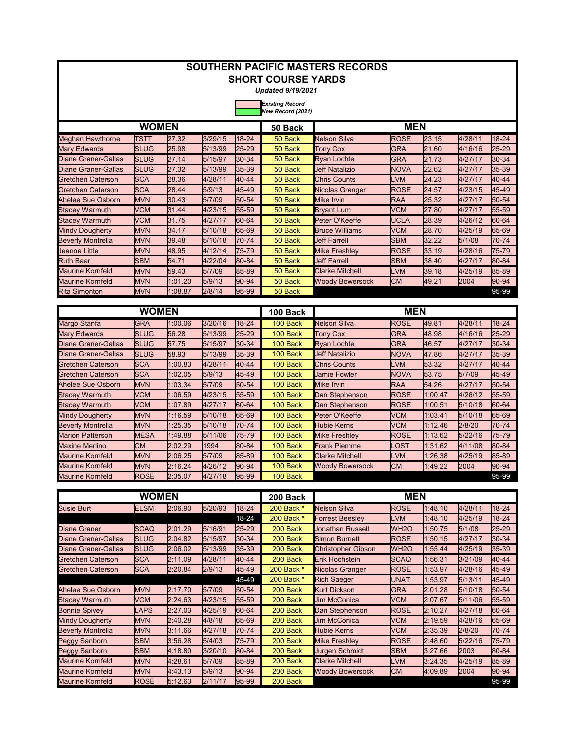# SOUTHERN PACIFIC MASTERS RECORDS

## SHORT COURSE YARDS

*Updated 9/19/2021*

*Existing Record*
*New Record (2021)*

| WOMEN | | | | | 50 Back | MEN | | | | |
|---|---|---|---|---|---|---|---|---|---|---|
| Meghan Hawthorne | TSTT | 27.32 | 3/29/15 | 18-24 | 50 Back | Nelson Silva | ROSE | 23.15 | 4/28/11 | 18-24 |
| Mary Edwards | SLUG | 25.98 | 5/13/99 | 25-29 | 50 Back | Tony Cox | GRA | 21.60 | 4/16/16 | 25-29 |
| Diane Graner-Gallas | SLUG | 27.14 | 5/15/97 | 30-34 | 50 Back | Ryan Lochte | GRA | 21.73 | 4/27/17 | 30-34 |
| Diane Graner-Gallas | SLUG | 27.32 | 5/13/99 | 35-39 | 50 Back | Jeff Natalizio | NOVA | 22.62 | 4/27/17 | 35-39 |
| Gretchen Caterson | SCA | 28.36 | 4/28/11 | 40-44 | 50 Back | Chris Counts | LVM | 24.23 | 4/27/17 | 40-44 |
| Gretchen Caterson | SCA | 28.44 | 5/9/13 | 45-49 | 50 Back | Nicolas Granger | ROSE | 24.57 | 4/23/15 | 45-49 |
| Ahelee Sue Osborn | MVN | 30.43 | 5/7/09 | 50-54 | 50 Back | Mike Irvin | RAA | 25.32 | 4/27/17 | 50-54 |
| Stacey Warmuth | VCM | 31.44 | 4/23/15 | 55-59 | 50 Back | Bryant Lum | VCM | 27.80 | 4/27/17 | 55-59 |
| Stacey Warmuth | VCM | 31.75 | 4/27/17 | 60-64 | 50 Back | Peter O'Keeffe | UCLA | 28.39 | 4/26/12 | 60-64 |
| Mindy Dougherty | MVN | 34.17 | 5/10/18 | 65-69 | 50 Back | Bruce Williams | VCM | 28.70 | 4/25/19 | 65-69 |
| Beverly Montrella | MVN | 39.48 | 5/10/18 | 70-74 | 50 Back | Jeff Farrell | SBM | 32.22 | 5/1/08 | 70-74 |
| Jeanne Little | MVN | 48.95 | 4/12/14 | 75-79 | 50 Back | Mike Freshley | ROSE | 33.19 | 4/28/16 | 75-79 |
| Ruth Baar | SBM | 54.71 | 4/22/04 | 80-84 | 50 Back | Jeff Farrell | SBM | 38.40 | 4/27/17 | 80-84 |
| Maurine Kornfeld | MVN | 59.43 | 5/7/09 | 85-89 | 50 Back | Clarke Mitchell | LVM | 39.18 | 4/25/19 | 85-89 |
| Maurine Kornfeld | MVN | 1:01.20 | 5/9/13 | 90-94 | 50 Back | Woody Bowersock | CM | 49.21 | 2004 | 90-94 |
| Rita Simonton | MVN | 1:08.87 | 2/8/14 | 95-99 | 50 Back | | | | | 95-99 |

| WOMEN | | | | | 100 Back | MEN | | | | |
|---|---|---|---|---|---|---|---|---|---|---|
| Margo Stanfa | GRA | 1:00.06 | 3/20/16 | 18-24 | 100 Back | Nelson Silva | ROSE | 49.81 | 4/28/11 | 18-24 |
| Mary Edwards | SLUG | 56.28 | 5/13/99 | 25-29 | 100 Back | Tony Cox | GRA | 48.98 | 4/16/16 | 25-29 |
| Diane Graner-Gallas | SLUG | 57.75 | 5/15/97 | 30-34 | 100 Back | Ryan Lochte | GRA | 46.57 | 4/27/17 | 30-34 |
| Diane Graner-Gallas | SLUG | 58.93 | 5/13/99 | 35-39 | 100 Back | Jeff Natalizio | NOVA | 47.86 | 4/27/17 | 35-39 |
| Gretchen Caterson | SCA | 1:00.83 | 4/28/11 | 40-44 | 100 Back | Chris Counts | LVM | 53.32 | 4/27/17 | 40-44 |
| Gretchen Caterson | SCA | 1:02.05 | 5/9/13 | 45-49 | 100 Back | Jamie Fowler | NOVA | 53.75 | 5/7/09 | 45-49 |
| Ahelee Sue Osborn | MVN | 1:03.34 | 5/7/09 | 50-54 | 100 Back | Mike Irvin | RAA | 54.26 | 4/27/17 | 50-54 |
| Stacey Warmuth | VCM | 1:06.59 | 4/23/15 | 55-59 | 100 Back | Dan Stephenson | ROSE | 1:00.47 | 4/26/12 | 55-59 |
| Stacey Warmuth | VCM | 1:07.89 | 4/27/17 | 60-64 | 100 Back | Dan Stephenson | ROSE | 1:00.51 | 5/10/18 | 60-64 |
| Mindy Dougherty | MVN | 1:16.59 | 5/10/18 | 65-69 | 100 Back | Peter O'Keeffe | VCM | 1:03.41 | 5/10/18 | 65-69 |
| Beverly Montrella | MVN | 1:25.35 | 5/10/18 | 70-74 | 100 Back | Hubie Kerns | VCM | 1:12.46 | 2/8/20 | 70-74 |
| Marion Patterson | MESA | 1:49.88 | 5/11/06 | 75-79 | 100 Back | Mike Freshley | ROSE | 1:13.62 | 5/22/16 | 75-79 |
| Maxine Merlino | CM | 2:02.29 | 1994 | 80-84 | 100 Back | Frank Piemme | LOST | 1:31.62 | 4/11/08 | 80-84 |
| Maurine Kornfeld | MVN | 2:06.25 | 5/7/09 | 85-89 | 100 Back | Clarke Mitchell | LVM | 1:26.38 | 4/25/19 | 85-89 |
| Maurine Kornfeld | MVN | 2:16.24 | 4/26/12 | 90-94 | 100 Back | Woody Bowersock | CM | 1:49.22 | 2004 | 90-94 |
| Maurine Kornfeld | ROSE | 2:35.07 | 4/27/18 | 95-99 | 100 Back | | | | | 95-99 |

| WOMEN | | | | | 200 Back | MEN | | | | |
|---|---|---|---|---|---|---|---|---|---|---|
| Susie Burt | ELSM | 2:06.90 | 5/20/93 | 18-24 | 200 Back * | Nelson Silva | ROSE | 1:48.10 | 4/28/11 | 18-24 |
| | | | | 18-24 | 200 Back * | Forrest Beesley | LVM | 1:48.10 | 4/25/19 | 18-24 |
| Diane Graner | SCAQ | 2:01.29 | 5/16/91 | 25-29 | 200 Back | Jonathan Russell | WH2O | 1:50.75 | 5/1/08 | 25-29 |
| Diane Graner-Gallas | SLUG | 2:04.82 | 5/15/97 | 30-34 | 200 Back | Simon Burnett | ROSE | 1:50.15 | 4/27/17 | 30-34 |
| Diane Graner-Gallas | SLUG | 2:06.02 | 5/13/99 | 35-39 | 200 Back | Christopher Gibson | WH2O | 1:55.44 | 4/25/19 | 35-39 |
| Gretchen Caterson | SCA | 2:11.09 | 4/28/11 | 40-44 | 200 Back | Erik Hochstein | SCAQ | 1:56.31 | 3/21/09 | 40-44 |
| Gretchen Caterson | SCA | 2:20.84 | 2/9/13 | 45-49 | 200 Back * | Nicolas Granger | ROSE | 1:53.97 | 4/28/16 | 45-49 |
| | | | | 45-49 | 200 Back * | Rich Saeger | UNAT | 1:53.97 | 5/13/11 | 45-49 |
| Ahelee Sue Osborn | MVN | 2:17.70 | 5/7/09 | 50-54 | 200 Back | Kurt Dickson | GRA | 2:01.28 | 5/10/18 | 50-54 |
| Stacey Warmuth | VCM | 2:24.63 | 4/23/15 | 55-59 | 200 Back | Jim McConica | VCM | 2:07.67 | 5/11/06 | 55-59 |
| Bonnie Spivey | LAPS | 2:27.03 | 4/25/19 | 60-64 | 200 Back | Dan Stephenson | ROSE | 2:10.27 | 4/27/18 | 60-64 |
| Mindy Dougherty | MVN | 2:40.28 | 4/8/18 | 65-69 | 200 Back | Jim McConica | VCM | 2:19.59 | 4/28/16 | 65-69 |
| Beverly Montrella | MVN | 3:11.66 | 4/27/18 | 70-74 | 200 Back | Hubie Kerns | VCM | 2:35.39 | 2/8/20 | 70-74 |
| Peggy Sanborn | SBM | 3:56.28 | 5/4/03 | 75-79 | 200 Back | Mike Freshley | ROSE | 2:48.60 | 5/22/16 | 75-79 |
| Peggy Sanborn | SBM | 4:18.80 | 3/20/10 | 80-84 | 200 Back | Jurgen Schmidt | SBM | 3:27.66 | 2003 | 80-84 |
| Maurine Kornfeld | MVN | 4:28.61 | 5/7/09 | 85-89 | 200 Back | Clarke Mitchell | LVM | 3:24.35 | 4/25/19 | 85-89 |
| Maurine Kornfeld | MVN | 4:43.13 | 5/9/13 | 90-94 | 200 Back | Woody Bowersock | CM | 4:09.89 | 2004 | 90-94 |
| Maurine Kornfeld | ROSE | 5:12.63 | 2/11/17 | 95-99 | 200 Back | | | | | 95-99 |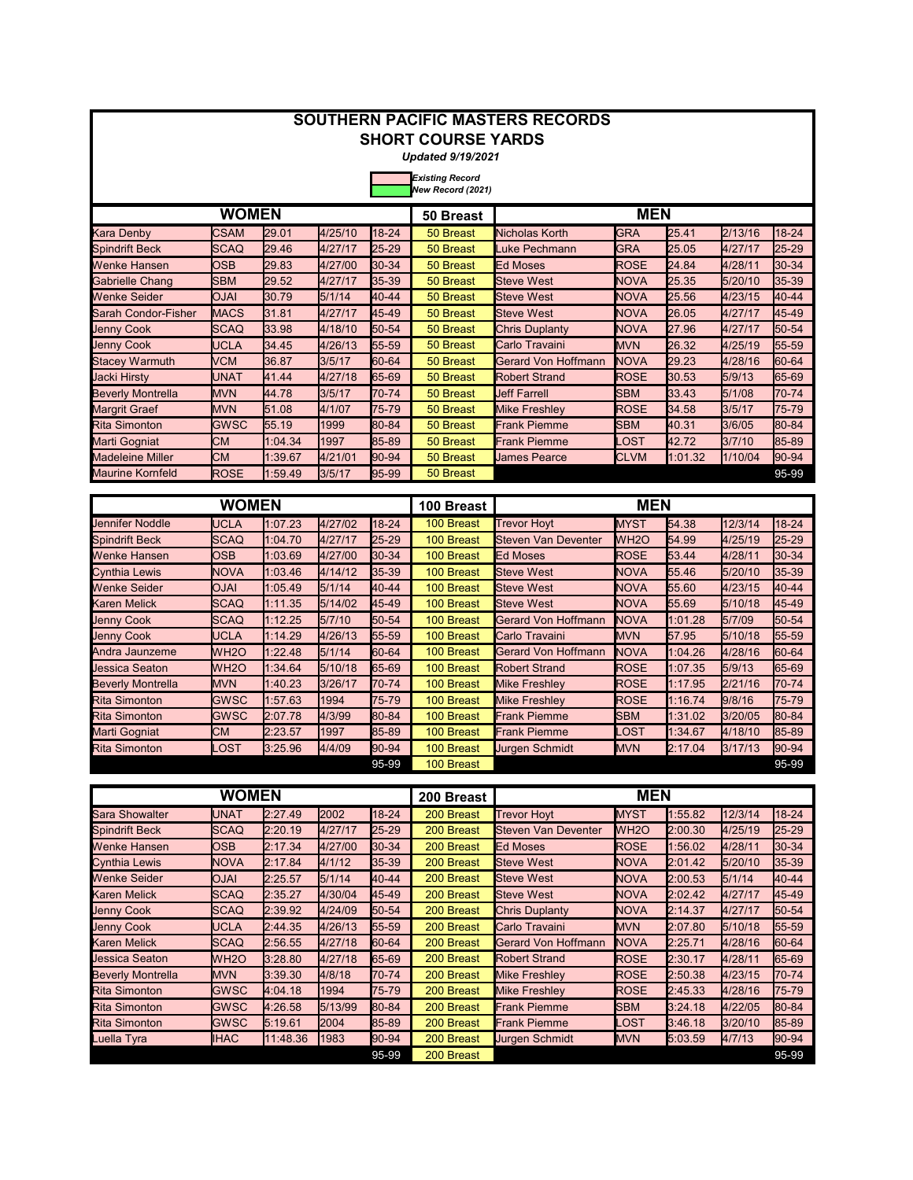# SOUTHERN PACIFIC MASTERS RECORDS

## SHORT COURSE YARDS

*Updated 9/19/2021*

*Existing Record*
*New Record (2021)*

| WOMEN | | | | | 50 Breast | MEN | | | | |
|---|---|---|---|---|---|---|---|---|---|---|
| Kara Denby | CSAM | 29.01 | 4/25/10 | 18-24 | 50 Breast | Nicholas Korth | GRA | 25.41 | 2/13/16 | 18-24 |
| Spindrift Beck | SCAQ | 29.46 | 4/27/17 | 25-29 | 50 Breast | Luke Pechmann | GRA | 25.05 | 4/27/17 | 25-29 |
| Wenke Hansen | OSB | 29.83 | 4/27/00 | 30-34 | 50 Breast | Ed Moses | ROSE | 24.84 | 4/28/11 | 30-34 |
| Gabrielle Chang | SBM | 29.52 | 4/27/17 | 35-39 | 50 Breast | Steve West | NOVA | 25.35 | 5/20/10 | 35-39 |
| Wenke Seider | OJAI | 30.79 | 5/1/14 | 40-44 | 50 Breast | Steve West | NOVA | 25.56 | 4/23/15 | 40-44 |
| Sarah Condor-Fisher | MACS | 31.81 | 4/27/17 | 45-49 | 50 Breast | Steve West | NOVA | 26.05 | 4/27/17 | 45-49 |
| Jenny Cook | SCAQ | 33.98 | 4/18/10 | 50-54 | 50 Breast | Chris Duplanty | NOVA | 27.96 | 4/27/17 | 50-54 |
| Jenny Cook | UCLA | 34.45 | 4/26/13 | 55-59 | 50 Breast | Carlo Travaini | MVN | 26.32 | 4/25/19 | 55-59 |
| Stacey Warmuth | VCM | 36.87 | 3/5/17 | 60-64 | 50 Breast | Gerard Von Hoffmann | NOVA | 29.23 | 4/28/16 | 60-64 |
| Jacki Hirsty | UNAT | 41.44 | 4/27/18 | 65-69 | 50 Breast | Robert Strand | ROSE | 30.53 | 5/9/13 | 65-69 |
| Beverly Montrella | MVN | 44.78 | 3/5/17 | 70-74 | 50 Breast | Jeff Farrell | SBM | 33.43 | 5/1/08 | 70-74 |
| Margrit Graef | MVN | 51.08 | 4/1/07 | 75-79 | 50 Breast | Mike Freshley | ROSE | 34.58 | 3/5/17 | 75-79 |
| Rita Simonton | GWSC | 55.19 | 1999 | 80-84 | 50 Breast | Frank Piemme | SBM | 40.31 | 3/6/05 | 80-84 |
| Marti Gogniat | CM | 1:04.34 | 1997 | 85-89 | 50 Breast | Frank Piemme | LOST | 42.72 | 3/7/10 | 85-89 |
| Madeleine Miller | CM | 1:39.67 | 4/21/01 | 90-94 | 50 Breast | James Pearce | CLVM | 1:01.32 | 1/10/04 | 90-94 |
| Maurine Kornfeld | ROSE | 1:59.49 | 3/5/17 | 95-99 | 50 Breast | | | | | 95-99 |

| WOMEN | | | | | 100 Breast | MEN | | | | |
|---|---|---|---|---|---|---|---|---|---|---|
| Jennifer Noddle | UCLA | 1:07.23 | 4/27/02 | 18-24 | 100 Breast | Trevor Hoyt | MYST | 54.38 | 12/3/14 | 18-24 |
| Spindrift Beck | SCAQ | 1:04.70 | 4/27/17 | 25-29 | 100 Breast | Steven Van Deventer | WH2O | 54.99 | 4/25/19 | 25-29 |
| Wenke Hansen | OSB | 1:03.69 | 4/27/00 | 30-34 | 100 Breast | Ed Moses | ROSE | 53.44 | 4/28/11 | 30-34 |
| Cynthia Lewis | NOVA | 1:03.46 | 4/14/12 | 35-39 | 100 Breast | Steve West | NOVA | 55.46 | 5/20/10 | 35-39 |
| Wenke Seider | OJAI | 1:05.49 | 5/1/14 | 40-44 | 100 Breast | Steve West | NOVA | 55.60 | 4/23/15 | 40-44 |
| Karen Melick | SCAQ | 1:11.35 | 5/14/02 | 45-49 | 100 Breast | Steve West | NOVA | 55.69 | 5/10/18 | 45-49 |
| Jenny Cook | SCAQ | 1:12.25 | 5/7/10 | 50-54 | 100 Breast | Gerard Von Hoffmann | NOVA | 1:01.28 | 5/7/09 | 50-54 |
| Jenny Cook | UCLA | 1:14.29 | 4/26/13 | 55-59 | 100 Breast | Carlo Travaini | MVN | 57.95 | 5/10/18 | 55-59 |
| Andra Jaunzeme | WH2O | 1:22.48 | 5/1/14 | 60-64 | 100 Breast | Gerard Von Hoffmann | NOVA | 1:04.26 | 4/28/16 | 60-64 |
| Jessica Seaton | WH2O | 1:34.64 | 5/10/18 | 65-69 | 100 Breast | Robert Strand | ROSE | 1:07.35 | 5/9/13 | 65-69 |
| Beverly Montrella | MVN | 1:40.23 | 3/26/17 | 70-74 | 100 Breast | Mike Freshley | ROSE | 1:17.95 | 2/21/16 | 70-74 |
| Rita Simonton | GWSC | 1:57.63 | 1994 | 75-79 | 100 Breast | Mike Freshley | ROSE | 1:16.74 | 9/8/16 | 75-79 |
| Rita Simonton | GWSC | 2:07.78 | 4/3/99 | 80-84 | 100 Breast | Frank Piemme | SBM | 1:31.02 | 3/20/05 | 80-84 |
| Marti Gogniat | CM | 2:23.57 | 1997 | 85-89 | 100 Breast | Frank Piemme | LOST | 1:34.67 | 4/18/10 | 85-89 |
| Rita Simonton | LOST | 3:25.96 | 4/4/09 | 90-94 | 100 Breast | Jurgen Schmidt | MVN | 2:17.04 | 3/17/13 | 90-94 |
| | | | | 95-99 | 100 Breast | | | | | 95-99 |

| WOMEN | | | | | 200 Breast | MEN | | | | |
|---|---|---|---|---|---|---|---|---|---|---|
| Sara Showalter | UNAT | 2:27.49 | 2002 | 18-24 | 200 Breast | Trevor Hoyt | MYST | 1:55.82 | 12/3/14 | 18-24 |
| Spindrift Beck | SCAQ | 2:20.19 | 4/27/17 | 25-29 | 200 Breast | Steven Van Deventer | WH2O | 2:00.30 | 4/25/19 | 25-29 |
| Wenke Hansen | OSB | 2:17.34 | 4/27/00 | 30-34 | 200 Breast | Ed Moses | ROSE | 1:56.02 | 4/28/11 | 30-34 |
| Cynthia Lewis | NOVA | 2:17.84 | 4/1/12 | 35-39 | 200 Breast | Steve West | NOVA | 2:01.42 | 5/20/10 | 35-39 |
| Wenke Seider | OJAI | 2:25.57 | 5/1/14 | 40-44 | 200 Breast | Steve West | NOVA | 2:00.53 | 5/1/14 | 40-44 |
| Karen Melick | SCAQ | 2:35.27 | 4/30/04 | 45-49 | 200 Breast | Steve West | NOVA | 2:02.42 | 4/27/17 | 45-49 |
| Jenny Cook | SCAQ | 2:39.92 | 4/24/09 | 50-54 | 200 Breast | Chris Duplanty | NOVA | 2:14.37 | 4/27/17 | 50-54 |
| Jenny Cook | UCLA | 2:44.35 | 4/26/13 | 55-59 | 200 Breast | Carlo Travaini | MVN | 2:07.80 | 5/10/18 | 55-59 |
| Karen Melick | SCAQ | 2:56.55 | 4/27/18 | 60-64 | 200 Breast | Gerard Von Hoffmann | NOVA | 2:25.71 | 4/28/16 | 60-64 |
| Jessica Seaton | WH2O | 3:28.80 | 4/27/18 | 65-69 | 200 Breast | Robert Strand | ROSE | 2:30.17 | 4/28/11 | 65-69 |
| Beverly Montrella | MVN | 3:39.30 | 4/8/18 | 70-74 | 200 Breast | Mike Freshley | ROSE | 2:50.38 | 4/23/15 | 70-74 |
| Rita Simonton | GWSC | 4:04.18 | 1994 | 75-79 | 200 Breast | Mike Freshley | ROSE | 2:45.33 | 4/28/16 | 75-79 |
| Rita Simonton | GWSC | 4:26.58 | 5/13/99 | 80-84 | 200 Breast | Frank Piemme | SBM | 3:24.18 | 4/22/05 | 80-84 |
| Rita Simonton | GWSC | 5:19.61 | 2004 | 85-89 | 200 Breast | Frank Piemme | LOST | 3:46.18 | 3/20/10 | 85-89 |
| Luella Tyra | IHAC | 11:48.36 | 1983 | 90-94 | 200 Breast | Jurgen Schmidt | MVN | 5:03.59 | 4/7/13 | 90-94 |
| | | | | 95-99 | 200 Breast | | | | | 95-99 |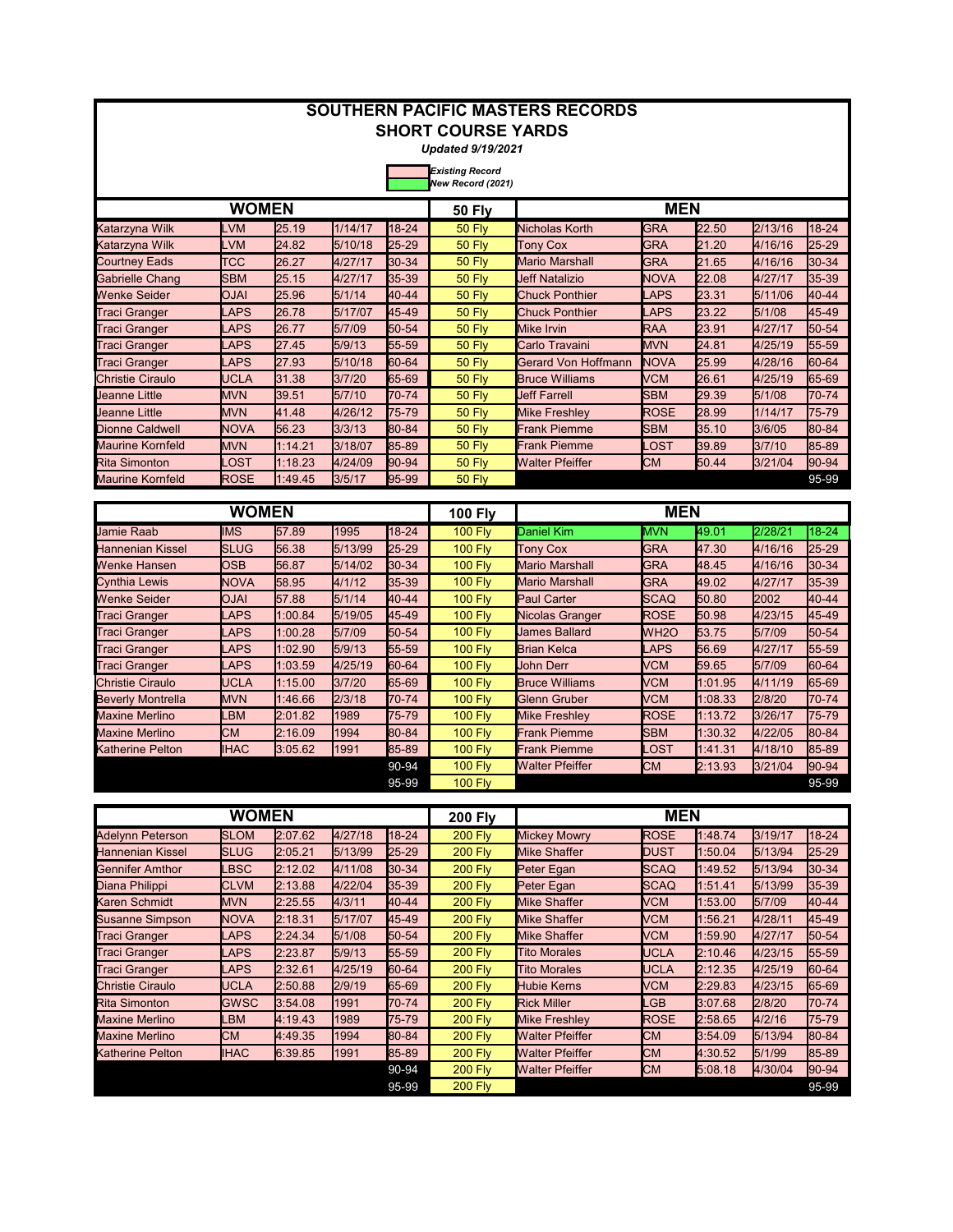# SOUTHERN PACIFIC MASTERS RECORDS

## SHORT COURSE YARDS

*Updated 9/19/2021*

*Existing Record*
*New Record (2021)*

| WOMEN | | | | | 50 Fly | MEN | | | | |
|---|---|---|---|---|---|---|---|---|---|---|
| Katarzyna Wilk | LVM | 25.19 | 1/14/17 | 18-24 | 50 Fly | Nicholas Korth | GRA | 22.50 | 2/13/16 | 18-24 |
| Katarzyna Wilk | LVM | 24.82 | 5/10/18 | 25-29 | 50 Fly | Tony Cox | GRA | 21.20 | 4/16/16 | 25-29 |
| Courtney Eads | TCC | 26.27 | 4/27/17 | 30-34 | 50 Fly | Mario Marshall | GRA | 21.65 | 4/16/16 | 30-34 |
| Gabrielle Chang | SBM | 25.15 | 4/27/17 | 35-39 | 50 Fly | Jeff Natalizio | NOVA | 22.08 | 4/27/17 | 35-39 |
| Wenke Seider | OJAI | 25.96 | 5/1/14 | 40-44 | 50 Fly | Chuck Ponthier | LAPS | 23.31 | 5/11/06 | 40-44 |
| Traci Granger | LAPS | 26.78 | 5/17/07 | 45-49 | 50 Fly | Chuck Ponthier | LAPS | 23.22 | 5/1/08 | 45-49 |
| Traci Granger | LAPS | 26.77 | 5/7/09 | 50-54 | 50 Fly | Mike Irvin | RAA | 23.91 | 4/27/17 | 50-54 |
| Traci Granger | LAPS | 27.45 | 5/9/13 | 55-59 | 50 Fly | Carlo Travaini | MVN | 24.81 | 4/25/19 | 55-59 |
| Traci Granger | LAPS | 27.93 | 5/10/18 | 60-64 | 50 Fly | Gerard Von Hoffmann | NOVA | 25.99 | 4/28/16 | 60-64 |
| Christie Ciraulo | UCLA | 31.38 | 3/7/20 | 65-69 | 50 Fly | Bruce Williams | VCM | 26.61 | 4/25/19 | 65-69 |
| Jeanne Little | MVN | 39.51 | 5/7/10 | 70-74 | 50 Fly | Jeff Farrell | SBM | 29.39 | 5/1/08 | 70-74 |
| Jeanne Little | MVN | 41.48 | 4/26/12 | 75-79 | 50 Fly | Mike Freshley | ROSE | 28.99 | 1/14/17 | 75-79 |
| Dionne Caldwell | NOVA | 56.23 | 3/3/13 | 80-84 | 50 Fly | Frank Piemme | SBM | 35.10 | 3/6/05 | 80-84 |
| Maurine Kornfeld | MVN | 1:14.21 | 3/18/07 | 85-89 | 50 Fly | Frank Piemme | LOST | 39.89 | 3/7/10 | 85-89 |
| Rita Simonton | LOST | 1:18.23 | 4/24/09 | 90-94 | 50 Fly | Walter Pfeiffer | CM | 50.44 | 3/21/04 | 90-94 |
| Maurine Kornfeld | ROSE | 1:49.45 | 3/5/17 | 95-99 | 50 Fly | | | | | 95-99 |

| WOMEN | | | | | 100 Fly | MEN | | | | |
|---|---|---|---|---|---|---|---|---|---|---|
| Jamie Raab | IMS | 57.89 | 1995 | 18-24 | 100 Fly | Daniel Kim | MVN | 49.01 | 2/28/21 | 18-24 |
| Hannenian Kissel | SLUG | 56.38 | 5/13/99 | 25-29 | 100 Fly | Tony Cox | GRA | 47.30 | 4/16/16 | 25-29 |
| Wenke Hansen | OSB | 56.87 | 5/14/02 | 30-34 | 100 Fly | Mario Marshall | GRA | 48.45 | 4/16/16 | 30-34 |
| Cynthia Lewis | NOVA | 58.95 | 4/1/12 | 35-39 | 100 Fly | Mario Marshall | GRA | 49.02 | 4/27/17 | 35-39 |
| Wenke Seider | OJAI | 57.88 | 5/1/14 | 40-44 | 100 Fly | Paul Carter | SCAQ | 50.80 | 2002 | 40-44 |
| Traci Granger | LAPS | 1:00.84 | 5/19/05 | 45-49 | 100 Fly | Nicolas Granger | ROSE | 50.98 | 4/23/15 | 45-49 |
| Traci Granger | LAPS | 1:00.28 | 5/7/09 | 50-54 | 100 Fly | James Ballard | WH2O | 53.75 | 5/7/09 | 50-54 |
| Traci Granger | LAPS | 1:02.90 | 5/9/13 | 55-59 | 100 Fly | Brian Kelca | LAPS | 56.69 | 4/27/17 | 55-59 |
| Traci Granger | LAPS | 1:03.59 | 4/25/19 | 60-64 | 100 Fly | John Derr | VCM | 59.65 | 5/7/09 | 60-64 |
| Christie Ciraulo | UCLA | 1:15.00 | 3/7/20 | 65-69 | 100 Fly | Bruce Williams | VCM | 1:01.95 | 4/11/19 | 65-69 |
| Beverly Montrella | MVN | 1:46.66 | 2/3/18 | 70-74 | 100 Fly | Glenn Gruber | VCM | 1:08.33 | 2/8/20 | 70-74 |
| Maxine Merlino | LBM | 2:01.82 | 1989 | 75-79 | 100 Fly | Mike Freshley | ROSE | 1:13.72 | 3/26/17 | 75-79 |
| Maxine Merlino | CM | 2:16.09 | 1994 | 80-84 | 100 Fly | Frank Piemme | SBM | 1:30.32 | 4/22/05 | 80-84 |
| Katherine Pelton | IHAC | 3:05.62 | 1991 | 85-89 | 100 Fly | Frank Piemme | LOST | 1:41.31 | 4/18/10 | 85-89 |
| | | | | 90-94 | 100 Fly | Walter Pfeiffer | CM | 2:13.93 | 3/21/04 | 90-94 |
| | | | | 95-99 | 100 Fly | | | | | 95-99 |

| WOMEN | | | | | 200 Fly | MEN | | | | |
|---|---|---|---|---|---|---|---|---|---|---|
| Adelynn Peterson | SLOM | 2:07.62 | 4/27/18 | 18-24 | 200 Fly | Mickey Mowry | ROSE | 1:48.74 | 3/19/17 | 18-24 |
| Hannenian Kissel | SLUG | 2:05.21 | 5/13/99 | 25-29 | 200 Fly | Mike Shaffer | DUST | 1:50.04 | 5/13/94 | 25-29 |
| Gennifer Amthor | LBSC | 2:12.02 | 4/11/08 | 30-34 | 200 Fly | Peter Egan | SCAQ | 1:49.52 | 5/13/94 | 30-34 |
| Diana Philippi | CLVM | 2:13.88 | 4/22/04 | 35-39 | 200 Fly | Peter Egan | SCAQ | 1:51.41 | 5/13/99 | 35-39 |
| Karen Schmidt | MVN | 2:25.55 | 4/3/11 | 40-44 | 200 Fly | Mike Shaffer | VCM | 1:53.00 | 5/7/09 | 40-44 |
| Susanne Simpson | NOVA | 2:18.31 | 5/17/07 | 45-49 | 200 Fly | Mike Shaffer | VCM | 1:56.21 | 4/28/11 | 45-49 |
| Traci Granger | LAPS | 2:24.34 | 5/1/08 | 50-54 | 200 Fly | Mike Shaffer | VCM | 1:59.90 | 4/27/17 | 50-54 |
| Traci Granger | LAPS | 2:23.87 | 5/9/13 | 55-59 | 200 Fly | Tito Morales | UCLA | 2:10.46 | 4/23/15 | 55-59 |
| Traci Granger | LAPS | 2:32.61 | 4/25/19 | 60-64 | 200 Fly | Tito Morales | UCLA | 2:12.35 | 4/25/19 | 60-64 |
| Christie Ciraulo | UCLA | 2:50.88 | 2/9/19 | 65-69 | 200 Fly | Hubie Kerns | VCM | 2:29.83 | 4/23/15 | 65-69 |
| Rita Simonton | GWSC | 3:54.08 | 1991 | 70-74 | 200 Fly | Rick Miller | LGB | 3:07.68 | 2/8/20 | 70-74 |
| Maxine Merlino | LBM | 4:19.43 | 1989 | 75-79 | 200 Fly | Mike Freshley | ROSE | 2:58.65 | 4/2/16 | 75-79 |
| Maxine Merlino | CM | 4:49.35 | 1994 | 80-84 | 200 Fly | Walter Pfeiffer | CM | 3:54.09 | 5/13/94 | 80-84 |
| Katherine Pelton | IHAC | 6:39.85 | 1991 | 85-89 | 200 Fly | Walter Pfeiffer | CM | 4:30.52 | 5/1/99 | 85-89 |
| | | | | 90-94 | 200 Fly | Walter Pfeiffer | CM | 5:08.18 | 4/30/04 | 90-94 |
| | | | | 95-99 | 200 Fly | | | | | 95-99 |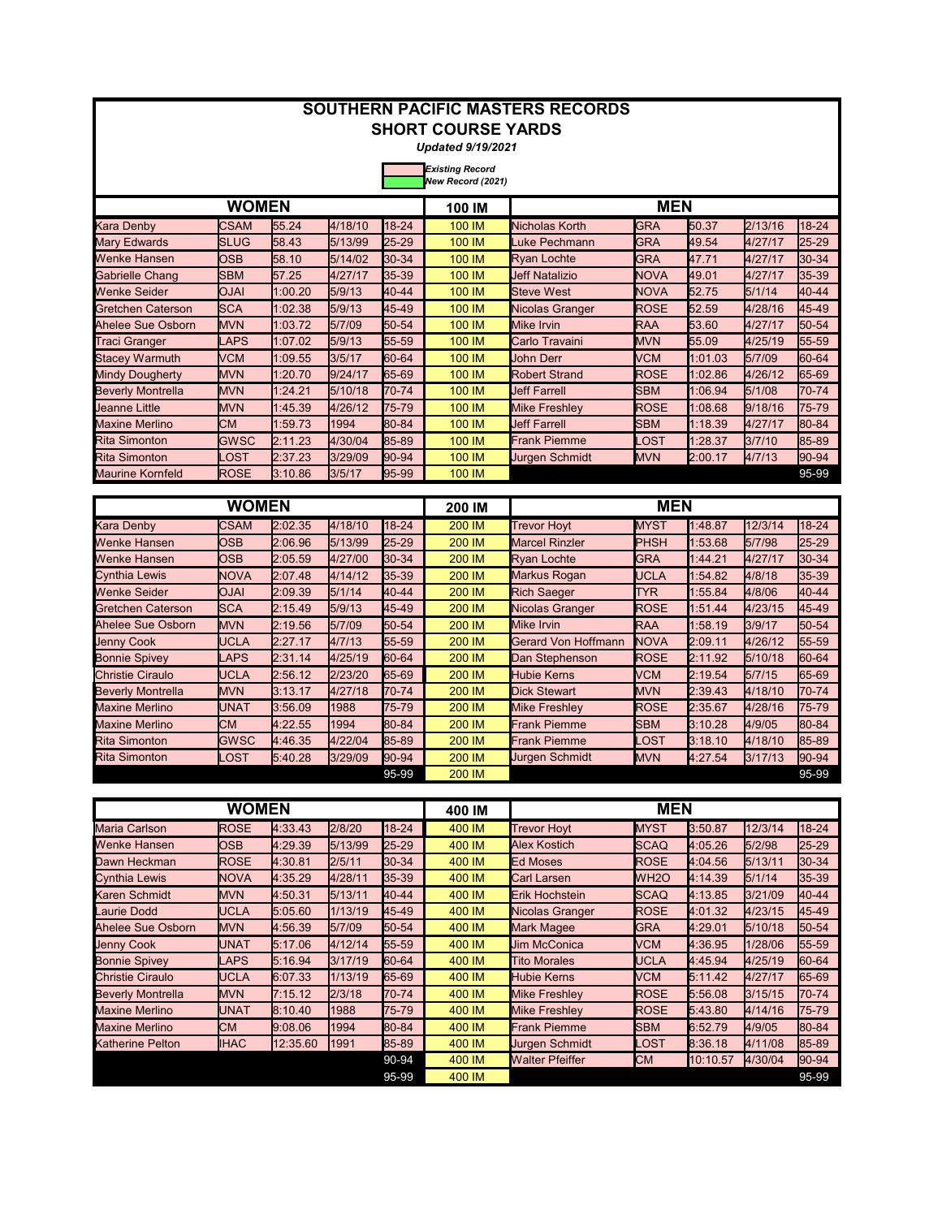# SOUTHERN PACIFIC MASTERS RECORDS

## SHORT COURSE YARDS

*Updated 9/19/2021*

*Existing Record*
*New Record (2021)*

| WOMEN | | | | | 100 IM | MEN | | | | |
|---|---|---|---|---|---|---|---|---|---|---|
| Kara Denby | CSAM | 55.24 | 4/18/10 | 18-24 | 100 IM | Nicholas Korth | GRA | 50.37 | 2/13/16 | 18-24 |
| Mary Edwards | SLUG | 58.43 | 5/13/99 | 25-29 | 100 IM | Luke Pechmann | GRA | 49.54 | 4/27/17 | 25-29 |
| Wenke Hansen | OSB | 58.10 | 5/14/02 | 30-34 | 100 IM | Ryan Lochte | GRA | 47.71 | 4/27/17 | 30-34 |
| Gabrielle Chang | SBM | 57.25 | 4/27/17 | 35-39 | 100 IM | Jeff Natalizio | NOVA | 49.01 | 4/27/17 | 35-39 |
| Wenke Seider | OJAI | 1:00.20 | 5/9/13 | 40-44 | 100 IM | Steve West | NOVA | 52.75 | 5/1/14 | 40-44 |
| Gretchen Caterson | SCA | 1:02.38 | 5/9/13 | 45-49 | 100 IM | Nicolas Granger | ROSE | 52.59 | 4/28/16 | 45-49 |
| Ahelee Sue Osborn | MVN | 1:03.72 | 5/7/09 | 50-54 | 100 IM | Mike Irvin | RAA | 53.60 | 4/27/17 | 50-54 |
| Traci Granger | LAPS | 1:07.02 | 5/9/13 | 55-59 | 100 IM | Carlo Travaini | MVN | 55.09 | 4/25/19 | 55-59 |
| Stacey Warmuth | VCM | 1:09.55 | 3/5/17 | 60-64 | 100 IM | John Derr | VCM | 1:01.03 | 5/7/09 | 60-64 |
| Mindy Dougherty | MVN | 1:20.70 | 9/24/17 | 65-69 | 100 IM | Robert Strand | ROSE | 1:02.86 | 4/26/12 | 65-69 |
| Beverly Montrella | MVN | 1:24.21 | 5/10/18 | 70-74 | 100 IM | Jeff Farrell | SBM | 1:06.94 | 5/1/08 | 70-74 |
| Jeanne Little | MVN | 1:45.39 | 4/26/12 | 75-79 | 100 IM | Mike Freshley | ROSE | 1:08.68 | 9/18/16 | 75-79 |
| Maxine Merlino | CM | 1:59.73 | 1994 | 80-84 | 100 IM | Jeff Farrell | SBM | 1:18.39 | 4/27/17 | 80-84 |
| Rita Simonton | GWSC | 2:11.23 | 4/30/04 | 85-89 | 100 IM | Frank Piemme | LOST | 1:28.37 | 3/7/10 | 85-89 |
| Rita Simonton | LOST | 2:37.23 | 3/29/09 | 90-94 | 100 IM | Jurgen Schmidt | MVN | 2:00.17 | 4/7/13 | 90-94 |
| Maurine Kornfeld | ROSE | 3:10.86 | 3/5/17 | 95-99 | 100 IM | | | | | 95-99 |

| WOMEN | | | | | 200 IM | MEN | | | | |
|---|---|---|---|---|---|---|---|---|---|---|
| Kara Denby | CSAM | 2:02.35 | 4/18/10 | 18-24 | 200 IM | Trevor Hoyt | MYST | 1:48.87 | 12/3/14 | 18-24 |
| Wenke Hansen | OSB | 2:06.96 | 5/13/99 | 25-29 | 200 IM | Marcel Rinzler | PHSH | 1:53.68 | 5/7/98 | 25-29 |
| Wenke Hansen | OSB | 2:05.59 | 4/27/00 | 30-34 | 200 IM | Ryan Lochte | GRA | 1:44.21 | 4/27/17 | 30-34 |
| Cynthia Lewis | NOVA | 2:07.48 | 4/14/12 | 35-39 | 200 IM | Markus Rogan | UCLA | 1:54.82 | 4/8/18 | 35-39 |
| Wenke Seider | OJAI | 2:09.39 | 5/1/14 | 40-44 | 200 IM | Rich Saeger | TYR | 1:55.84 | 4/8/06 | 40-44 |
| Gretchen Caterson | SCA | 2:15.49 | 5/9/13 | 45-49 | 200 IM | Nicolas Granger | ROSE | 1:51.44 | 4/23/15 | 45-49 |
| Ahelee Sue Osborn | MVN | 2:19.56 | 5/7/09 | 50-54 | 200 IM | Mike Irvin | RAA | 1:58.19 | 3/9/17 | 50-54 |
| Jenny Cook | UCLA | 2:27.17 | 4/7/13 | 55-59 | 200 IM | Gerard Von Hoffmann | NOVA | 2:09.11 | 4/26/12 | 55-59 |
| Bonnie Spivey | LAPS | 2:31.14 | 4/25/19 | 60-64 | 200 IM | Dan Stephenson | ROSE | 2:11.92 | 5/10/18 | 60-64 |
| Christie Ciraulo | UCLA | 2:56.12 | 2/23/20 | 65-69 | 200 IM | Hubie Kerns | VCM | 2:19.54 | 5/7/15 | 65-69 |
| Beverly Montrella | MVN | 3:13.17 | 4/27/18 | 70-74 | 200 IM | Dick Stewart | MVN | 2:39.43 | 4/18/10 | 70-74 |
| Maxine Merlino | UNAT | 3:56.09 | 1988 | 75-79 | 200 IM | Mike Freshley | ROSE | 2:35.67 | 4/28/16 | 75-79 |
| Maxine Merlino | CM | 4:22.55 | 1994 | 80-84 | 200 IM | Frank Piemme | SBM | 3:10.28 | 4/9/05 | 80-84 |
| Rita Simonton | GWSC | 4:46.35 | 4/22/04 | 85-89 | 200 IM | Frank Piemme | LOST | 3:18.10 | 4/18/10 | 85-89 |
| Rita Simonton | LOST | 5:40.28 | 3/29/09 | 90-94 | 200 IM | Jurgen Schmidt | MVN | 4:27.54 | 3/17/13 | 90-94 |
| | | | | 95-99 | 200 IM | | | | | 95-99 |

| WOMEN | | | | | 400 IM | MEN | | | | |
|---|---|---|---|---|---|---|---|---|---|---|
| Maria Carlson | ROSE | 4:33.43 | 2/8/20 | 18-24 | 400 IM | Trevor Hoyt | MYST | 3:50.87 | 12/3/14 | 18-24 |
| Wenke Hansen | OSB | 4:29.39 | 5/13/99 | 25-29 | 400 IM | Alex Kostich | SCAQ | 4:05.26 | 5/2/98 | 25-29 |
| Dawn Heckman | ROSE | 4:30.81 | 2/5/11 | 30-34 | 400 IM | Ed Moses | ROSE | 4:04.56 | 5/13/11 | 30-34 |
| Cynthia Lewis | NOVA | 4:35.29 | 4/28/11 | 35-39 | 400 IM | Carl Larsen | WH2O | 4:14.39 | 5/1/14 | 35-39 |
| Karen Schmidt | MVN | 4:50.31 | 5/13/11 | 40-44 | 400 IM | Erik Hochstein | SCAQ | 4:13.85 | 3/21/09 | 40-44 |
| Laurie Dodd | UCLA | 5:05.60 | 1/13/19 | 45-49 | 400 IM | Nicolas Granger | ROSE | 4:01.32 | 4/23/15 | 45-49 |
| Ahelee Sue Osborn | MVN | 4:56.39 | 5/7/09 | 50-54 | 400 IM | Mark Magee | GRA | 4:29.01 | 5/10/18 | 50-54 |
| Jenny Cook | UNAT | 5:17.06 | 4/12/14 | 55-59 | 400 IM | Jim McConica | VCM | 4:36.95 | 1/28/06 | 55-59 |
| Bonnie Spivey | LAPS | 5:16.94 | 3/17/19 | 60-64 | 400 IM | Tito Morales | UCLA | 4:45.94 | 4/25/19 | 60-64 |
| Christie Ciraulo | UCLA | 6:07.33 | 1/13/19 | 65-69 | 400 IM | Hubie Kerns | VCM | 5:11.42 | 4/27/17 | 65-69 |
| Beverly Montrella | MVN | 7:15.12 | 2/3/18 | 70-74 | 400 IM | Mike Freshley | ROSE | 5:56.08 | 3/15/15 | 70-74 |
| Maxine Merlino | UNAT | 8:10.40 | 1988 | 75-79 | 400 IM | Mike Freshley | ROSE | 5:43.80 | 4/14/16 | 75-79 |
| Maxine Merlino | CM | 9:08.06 | 1994 | 80-84 | 400 IM | Frank Piemme | SBM | 6:52.79 | 4/9/05 | 80-84 |
| Katherine Pelton | IHAC | 12:35.60 | 1991 | 85-89 | 400 IM | Jurgen Schmidt | LOST | 8:36.18 | 4/11/08 | 85-89 |
| | | | | 90-94 | 400 IM | Walter Pfeiffer | CM | 10:10.57 | 4/30/04 | 90-94 |
| | | | | 95-99 | 400 IM | | | | | 95-99 |